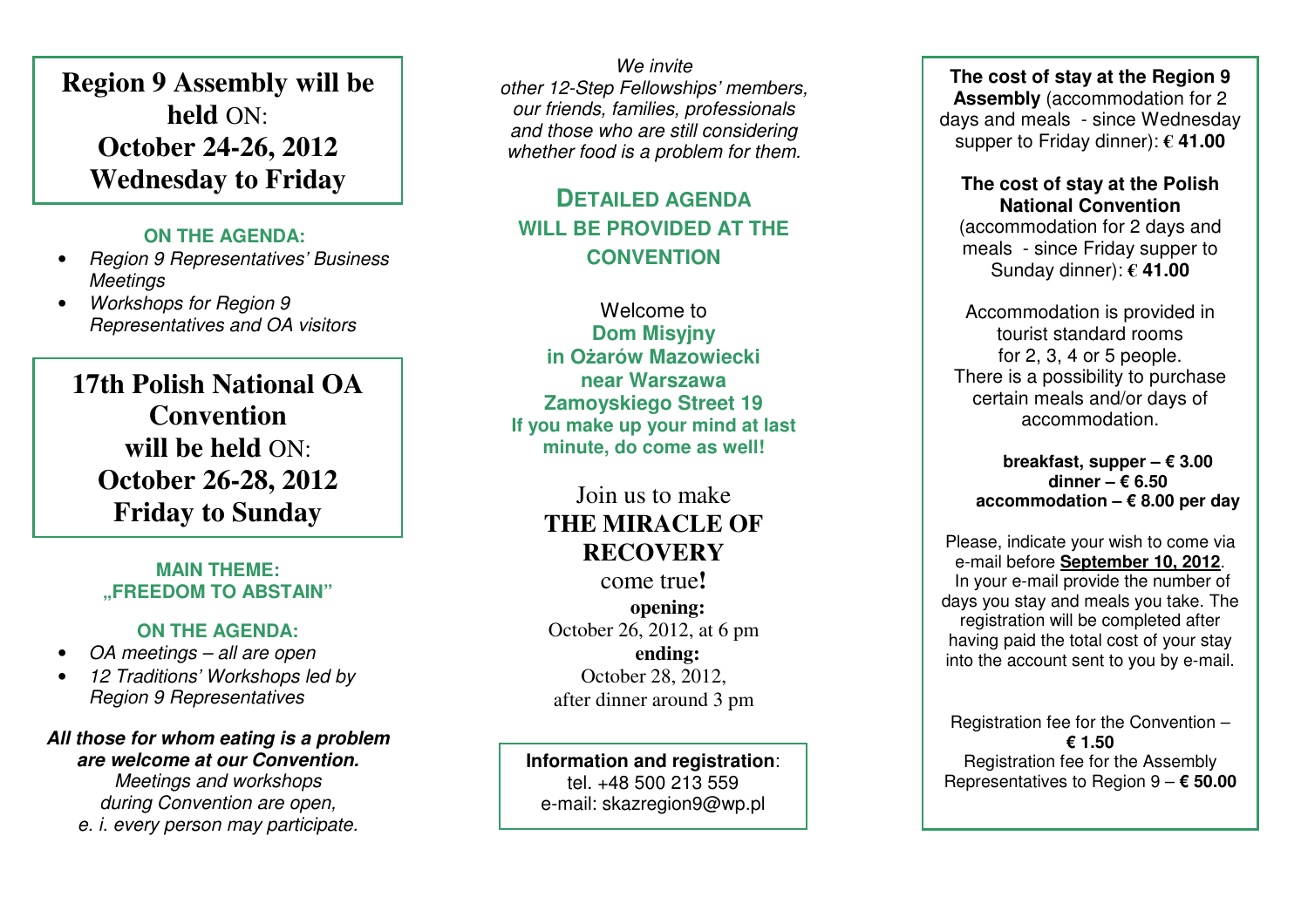## Region 9 Assembly will be held ON: October 24-26, 2012 Wednesday to Friday

**ON THE AGENDA:**

- *Region 9 Representatives' Business Meetings*
- *Workshops for Region 9 Representatives and OA visitors*

## 17th Polish National OA Convention will be held ON: October 26-28, 2012 Friday to Sunday

**MAIN THEME:**
**„FREEDOM TO ABSTAIN"**

**ON THE AGENDA:**

- *OA meetings – all are open*
- *12 Traditions' Workshops led by Region 9 Representatives*

***All those for whom eating is a problem are welcome at our Convention.***
*Meetings and workshops during Convention are open, e. i. every person may participate.*

*We invite other 12-Step Fellowships' members, our friends, families, professionals and those who are still considering whether food is a problem for them.*

**DETAILED AGENDA WILL BE PROVIDED AT THE CONVENTION**

Welcome to
**Dom Misyjny**
**in Ożarów Mazowiecki**
**near Warszawa**
**Zamoyskiego Street 19**
**If you make up your mind at last minute, do come as well!**

Join us to make
**THE MIRACLE OF RECOVERY**
come true**!**

**opening:**
October 26, 2012, at 6 pm
**ending:**
October 28, 2012,
after dinner around 3 pm

**Information and registration**:
tel. +48 500 213 559
e-mail: skazregion9@wp.pl

**The cost of stay at the Region 9 Assembly** (accommodation for 2 days and meals - since Wednesday supper to Friday dinner): **€ 41.00**

**The cost of stay at the Polish National Convention** (accommodation for 2 days and meals - since Friday supper to Sunday dinner): **€ 41.00**

Accommodation is provided in tourist standard rooms for 2, 3, 4 or 5 people.
There is a possibility to purchase certain meals and/or days of accommodation.

**breakfast, supper – € 3.00**
**dinner – € 6.50**
**accommodation – € 8.00 per day**

Please, indicate your wish to come via e-mail before **September 10, 2012**. In your e-mail provide the number of days you stay and meals you take. The registration will be completed after having paid the total cost of your stay into the account sent to you by e-mail.

Registration fee for the Convention – **€ 1.50**
Registration fee for the Assembly Representatives to Region 9 – **€ 50.00**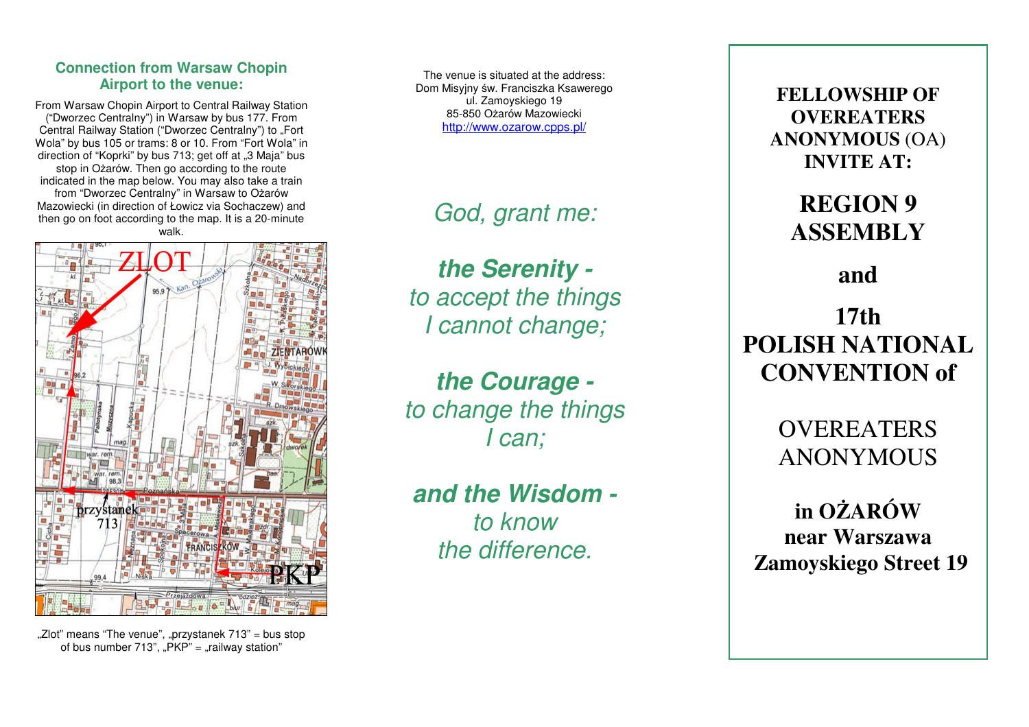## Connection from Warsaw Chopin Airport to the venue:

From Warsaw Chopin Airport to Central Railway Station ("Dworzec Centralny") in Warsaw by bus 177. From Central Railway Station ("Dworzec Centralny") to „Fort Wola" by bus 105 or trams: 8 or 10. From "Fort Wola" in direction of "Koprki" by bus 713; get off at „3 Maja" bus stop in Ożarów. Then go according to the route indicated in the map below. You may also take a train from "Dworzec Centralny" in Warsaw to Ożarów Mazowiecki (in direction of Łowicz via Sochaczew) and then go on foot according to the map. It is a 20-minute walk.

„Zlot" means "The venue", „przystanek 713" = bus stop of bus number 713", „PKP" = „railway station"

The venue is situated at the address:
Dom Misyjny św. Franciszka Ksawerego
ul. Zamoyskiego 19
85-850 Ożarów Mazowiecki
http://www.ozarow.cpps.pl/

*God, grant me:*

***the Serenity -***
*to accept the things*
*I cannot change;*

***the Courage -***
*to change the things*
*I can;*

***and the Wisdom -***
*to know*
*the difference.*

**FELLOWSHIP OF OVEREATERS ANONYMOUS** (OA) **INVITE AT:**

# REGION 9 ASSEMBLY

# and

# 17th POLISH NATIONAL CONVENTION of

## OVEREATERS ANONYMOUS

**in OŻARÓW**
**near Warszawa**
**Zamoyskiego Street 19**